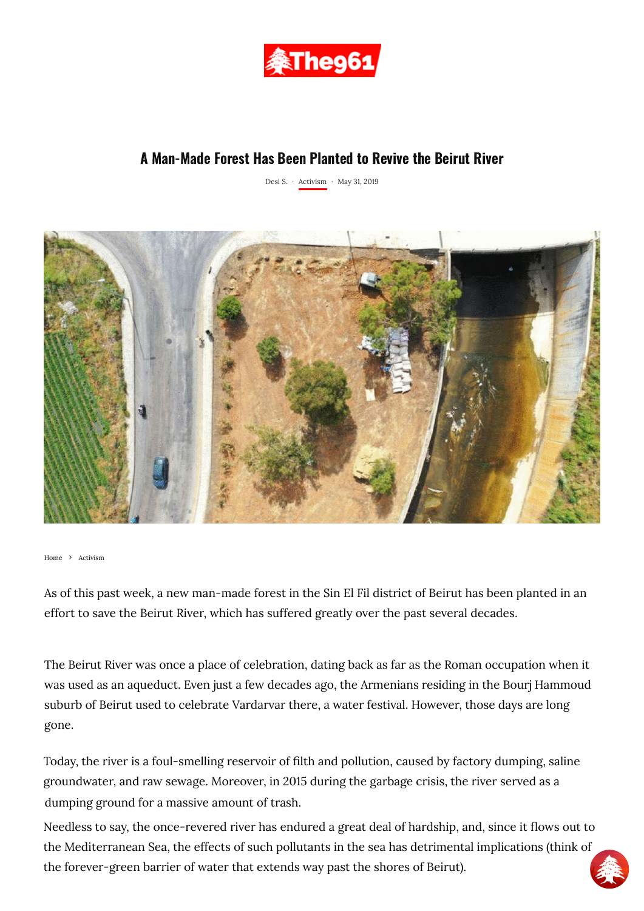# A Man-Made Forest Has Been Planted to Revive the Beirut River

Desi S. · Activism · May 31, 2019

Home > Activism

As of this past week, a new man-made forest in the Sin El Fil district of Beirut has been planted in an effort to save the Beirut River, which has suffered greatly over the past several decades.

The Beirut River was once a place of celebration, dating back as far as the Roman occupation when it was used as an aqueduct. Even just a few decades ago, the Armenians residing in the Bourj Hammoud suburb of Beirut used to celebrate Vardarvar there, a water festival. However, those days are long gone.

Today, the river is a foul-smelling reservoir of filth and pollution, caused by factory dumping, saline groundwater, and raw sewage. Moreover, in 2015 during the garbage crisis, the river served as a dumping ground for a massive amount of trash.

Needless to say, the once-revered river has endured a great deal of hardship, and, since it flows out to the Mediterranean Sea, the effects of such pollutants in the sea has detrimental implications (think of the forever-green barrier of water that extends way past the shores of Beirut).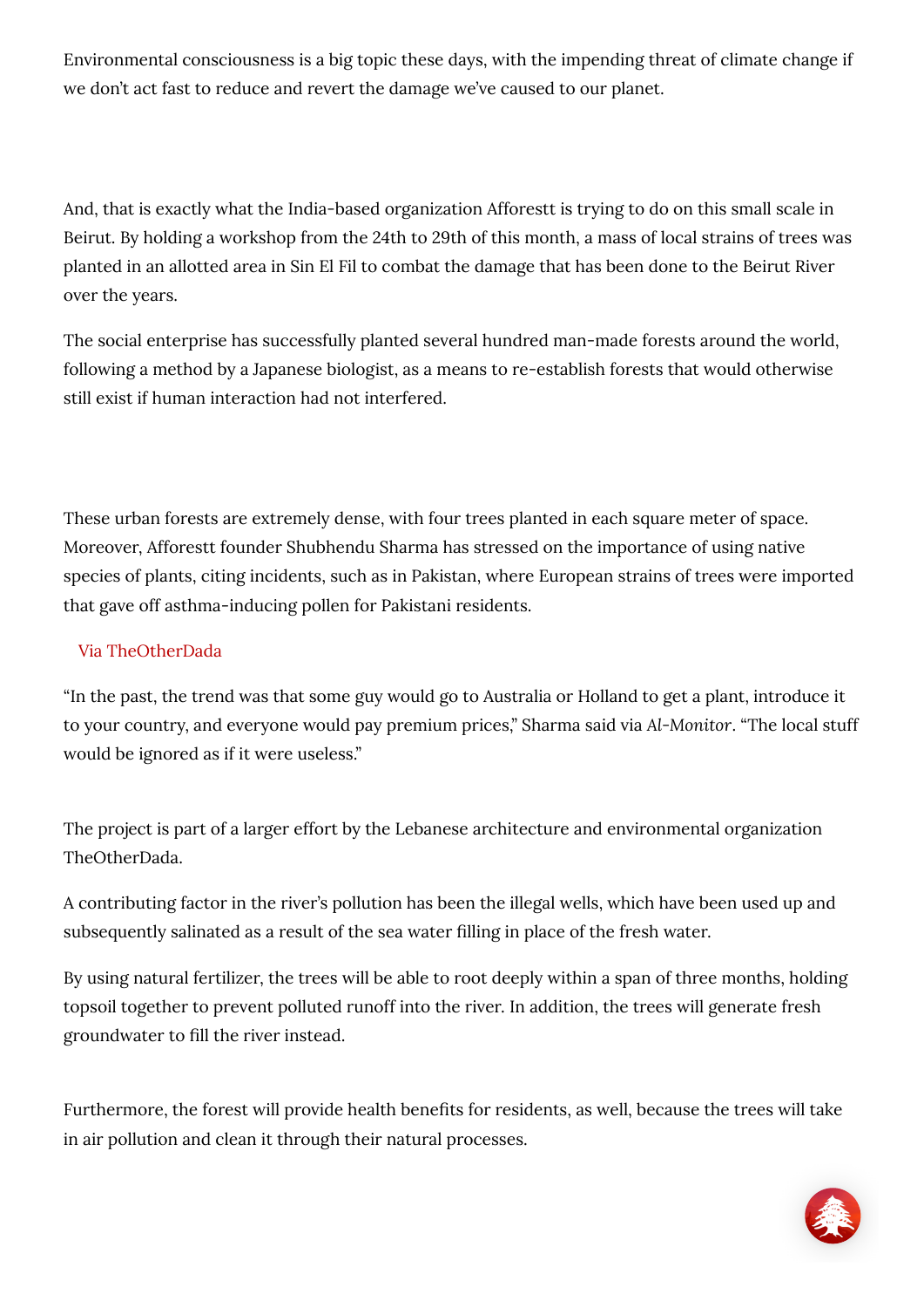Environmental consciousness is a big topic these days, with the impending threat of climate change if we don't act fast to reduce and revert the damage we've caused to our planet.

And, that is exactly what the India-based organization Afforestt is trying to do on this small scale in Beirut. By holding a workshop from the 24th to 29th of this month, a mass of local strains of trees was planted in an allotted area in Sin El Fil to combat the damage that has been done to the Beirut River over the years.

The social enterprise has successfully planted several hundred man-made forests around the world, following a method by a Japanese biologist, as a means to re-establish forests that would otherwise still exist if human interaction had not interfered.

These urban forests are extremely dense, with four trees planted in each square meter of space. Moreover, Afforestt founder Shubhendu Sharma has stressed on the importance of using native species of plants, citing incidents, such as in Pakistan, where European strains of trees were imported that gave off asthma-inducing pollen for Pakistani residents.

Via TheOtherDada

"In the past, the trend was that some guy would go to Australia or Holland to get a plant, introduce it to your country, and everyone would pay premium prices," Sharma said via *Al-Monitor*. "The local stuff would be ignored as if it were useless."

The project is part of a larger effort by the Lebanese architecture and environmental organization TheOtherDada.

A contributing factor in the river's pollution has been the illegal wells, which have been used up and subsequently salinated as a result of the sea water filling in place of the fresh water.

By using natural fertilizer, the trees will be able to root deeply within a span of three months, holding topsoil together to prevent polluted runoff into the river. In addition, the trees will generate fresh groundwater to fill the river instead.

Furthermore, the forest will provide health benefits for residents, as well, because the trees will take in air pollution and clean it through their natural processes.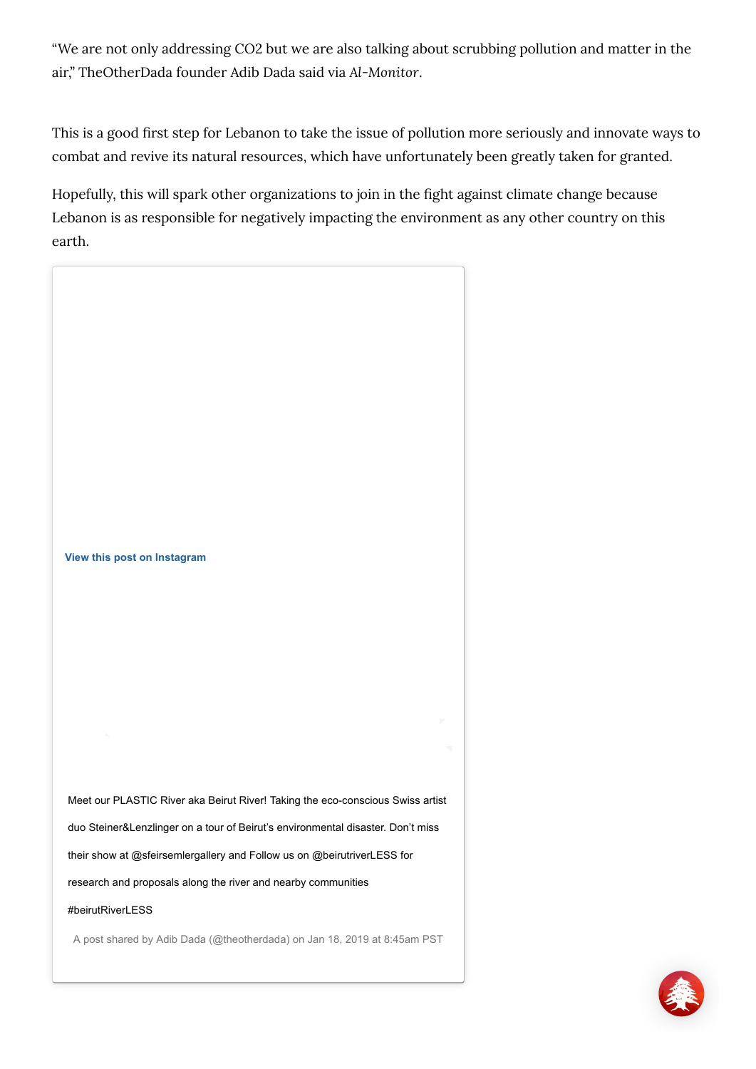"We are not only addressing $CO_2$ but we are also talking about scrubbing pollution and matter in the air," TheOtherDada founder Adib Dada said via *Al-Monitor*.

This is a good first step for Lebanon to take the issue of pollution more seriously and innovate ways to combat and revive its natural resources, which have unfortunately been greatly taken for granted.

Hopefully, this will spark other organizations to join in the fight against climate change because Lebanon is as responsible for negatively impacting the environment as any other country on this earth.

View this post on Instagram

Meet our PLASTIC River aka Beirut River! Taking the eco-conscious Swiss artist duo Steiner&Lenzlinger on a tour of Beirut's environmental disaster. Don't miss their show at @sfeirsemlergallery and Follow us on @beirutriverLESS for research and proposals along the river and nearby communities #beirutRiverLESS

A post shared by Adib Dada (@theotherdada) on Jan 18, 2019 at 8:45am PST